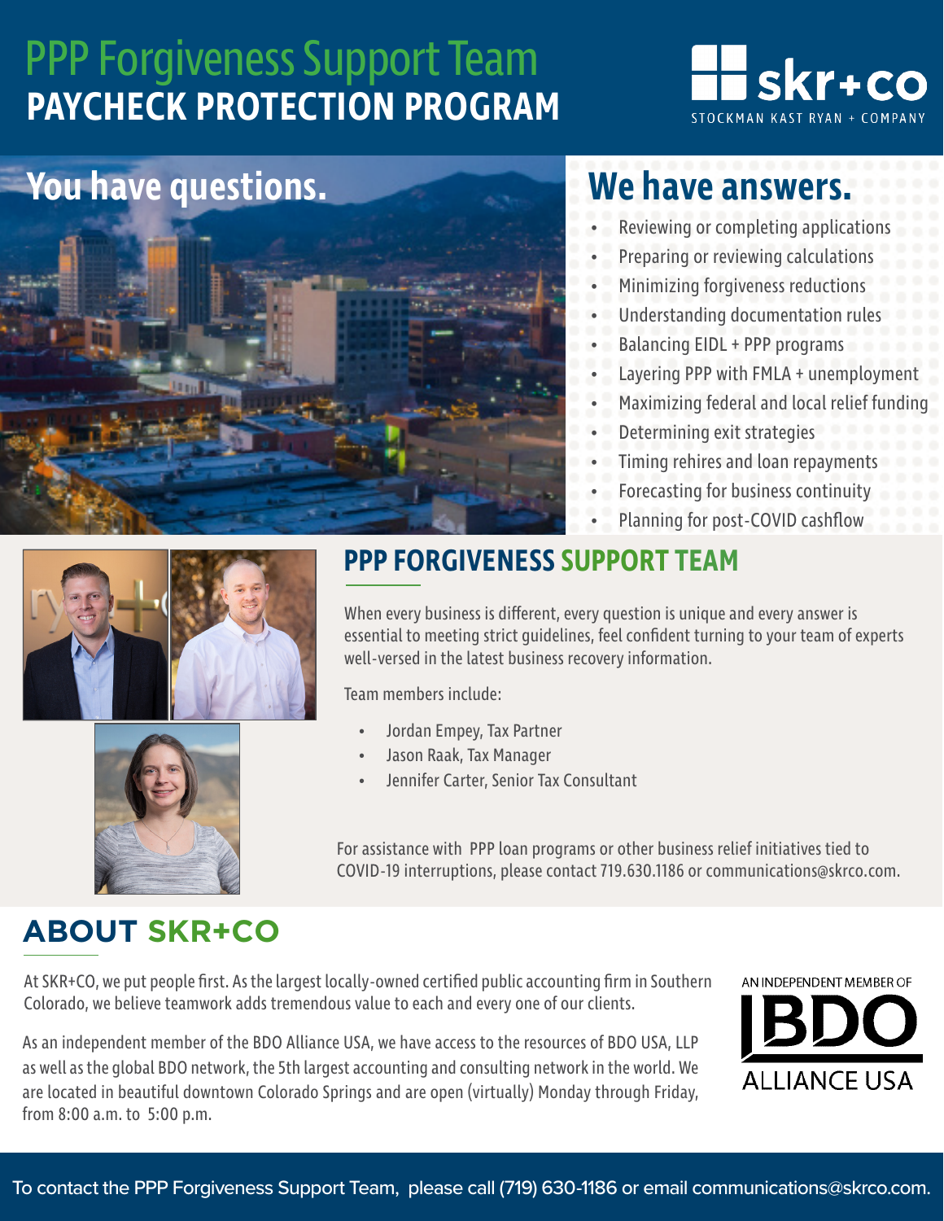# PPP Forgiveness Support Team
# PAYCHECK PROTECTION PROGRAM

skr+co
STOCKMAN KAST RYAN + COMPANY

## You have questions.

## We have answers.

- Reviewing or completing applications
- Preparing or reviewing calculations
- Minimizing forgiveness reductions
- Understanding documentation rules
- Balancing EIDL + PPP programs
- Layering PPP with FMLA + unemployment
- Maximizing federal and local relief funding
- Determining exit strategies
- Timing rehires and loan repayments
- Forecasting for business continuity
- Planning for post-COVID cashflow

## PPP FORGIVENESS SUPPORT TEAM

When every business is different, every question is unique and every answer is essential to meeting strict guidelines, feel confident turning to your team of experts well-versed in the latest business recovery information.

Team members include:

- Jordan Empey, Tax Partner
- Jason Raak, Tax Manager
- Jennifer Carter, Senior Tax Consultant

For assistance with PPP loan programs or other business relief initiatives tied to COVID-19 interruptions, please contact 719.630.1186 or communications@skrco.com.

## ABOUT SKR+CO

At SKR+CO, we put people first. As the largest locally-owned certified public accounting firm in Southern Colorado, we believe teamwork adds tremendous value to each and every one of our clients.

As an independent member of the BDO Alliance USA, we have access to the resources of BDO USA, LLP as well as the global BDO network, the 5th largest accounting and consulting network in the world. We are located in beautiful downtown Colorado Springs and are open (virtually) Monday through Friday, from 8:00 a.m. to 5:00 p.m.

AN INDEPENDENT MEMBER OF BDO ALLIANCE USA

To contact the PPP Forgiveness Support Team, please call (719) 630-1186 or email communications@skrco.com.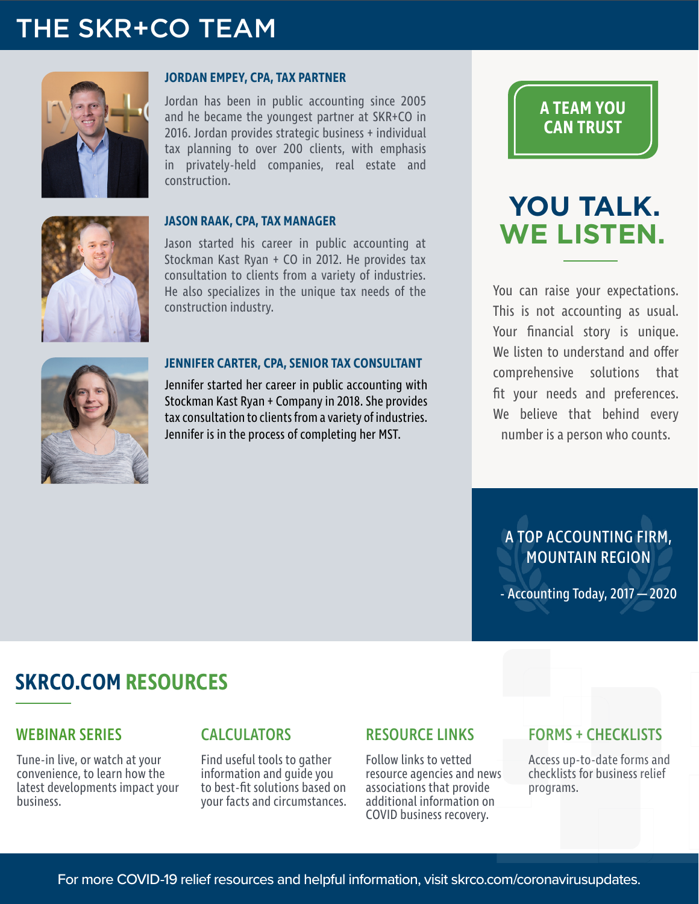# THE SKR+CO TEAM

### JORDAN EMPEY, CPA, TAX PARTNER

Jordan has been in public accounting since 2005 and he became the youngest partner at SKR+CO in 2016. Jordan provides strategic business + individual tax planning to over 200 clients, with emphasis in privately-held companies, real estate and construction.

### JASON RAAK, CPA, TAX MANAGER

Jason started his career in public accounting at Stockman Kast Ryan + CO in 2012. He provides tax consultation to clients from a variety of industries. He also specializes in the unique tax needs of the construction industry.

### JENNIFER CARTER, CPA, SENIOR TAX CONSULTANT

Jennifer started her career in public accounting with Stockman Kast Ryan + Company in 2018. She provides tax consultation to clients from a variety of industries. Jennifer is in the process of completing her MST.

**A TEAM YOU CAN TRUST**

## YOU TALK. WE LISTEN.

You can raise your expectations. This is not accounting as usual. Your financial story is unique. We listen to understand and offer comprehensive solutions that fit your needs and preferences. We believe that behind every number is a person who counts.

A TOP ACCOUNTING FIRM, MOUNTAIN REGION

- Accounting Today, 2017 — 2020

## SKRCO.COM RESOURCES

### WEBINAR SERIES

Tune-in live, or watch at your convenience, to learn how the latest developments impact your business.

### CALCULATORS

Find useful tools to gather information and guide you to best-fit solutions based on your facts and circumstances.

### RESOURCE LINKS

Follow links to vetted resource agencies and news associations that provide additional information on COVID business recovery.

### FORMS + CHECKLISTS

Access up-to-date forms and checklists for business relief programs.

For more COVID-19 relief resources and helpful information, visit skrco.com/coronavirusupdates.